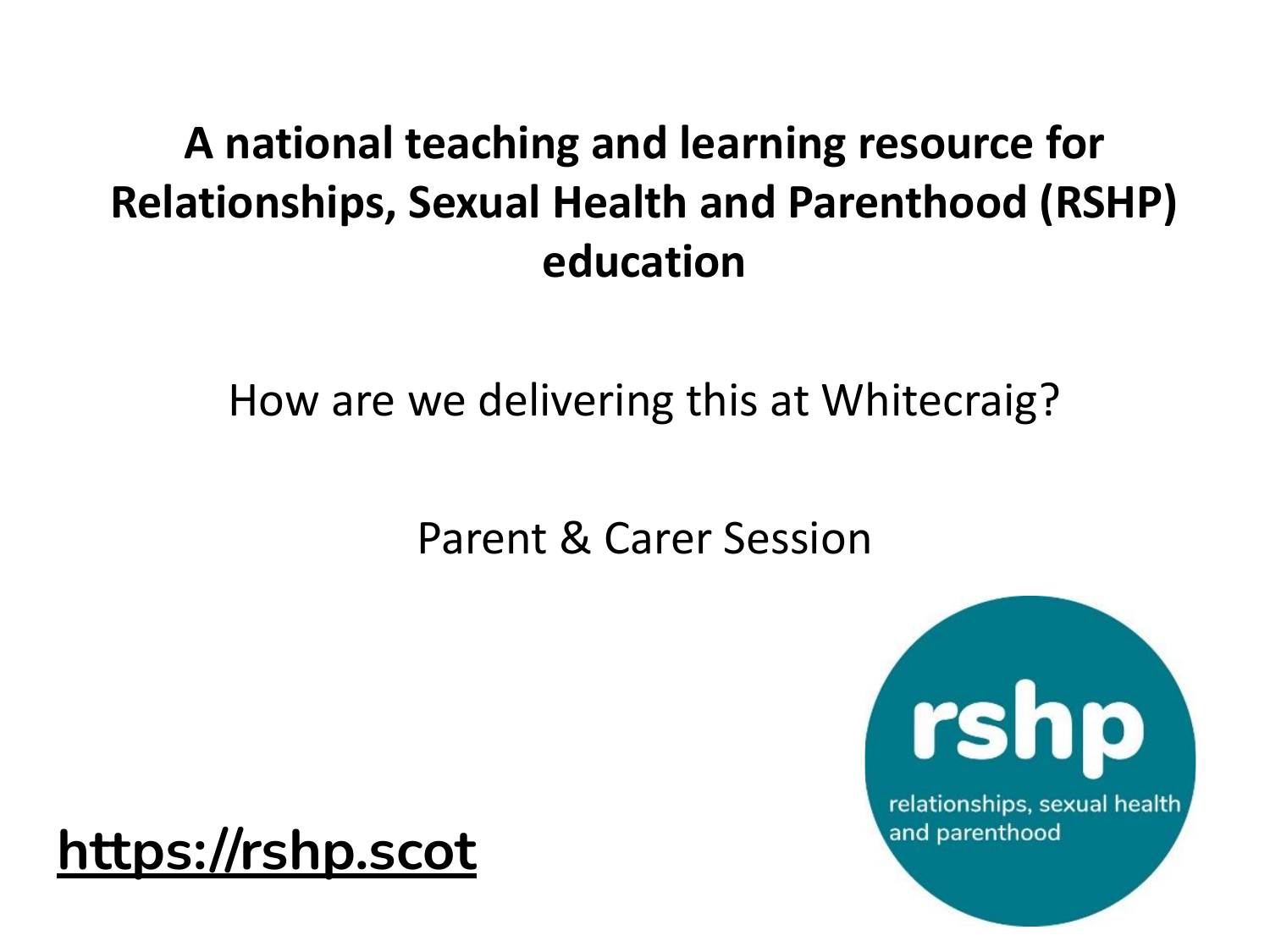# A national teaching and learning resource for Relationships, Sexual Health and Parenthood (RSHP) education

How are we delivering this at Whitecraig?

Parent & Carer Session

**https://rshp.scot**

rshp

relationships, sexual health and parenthood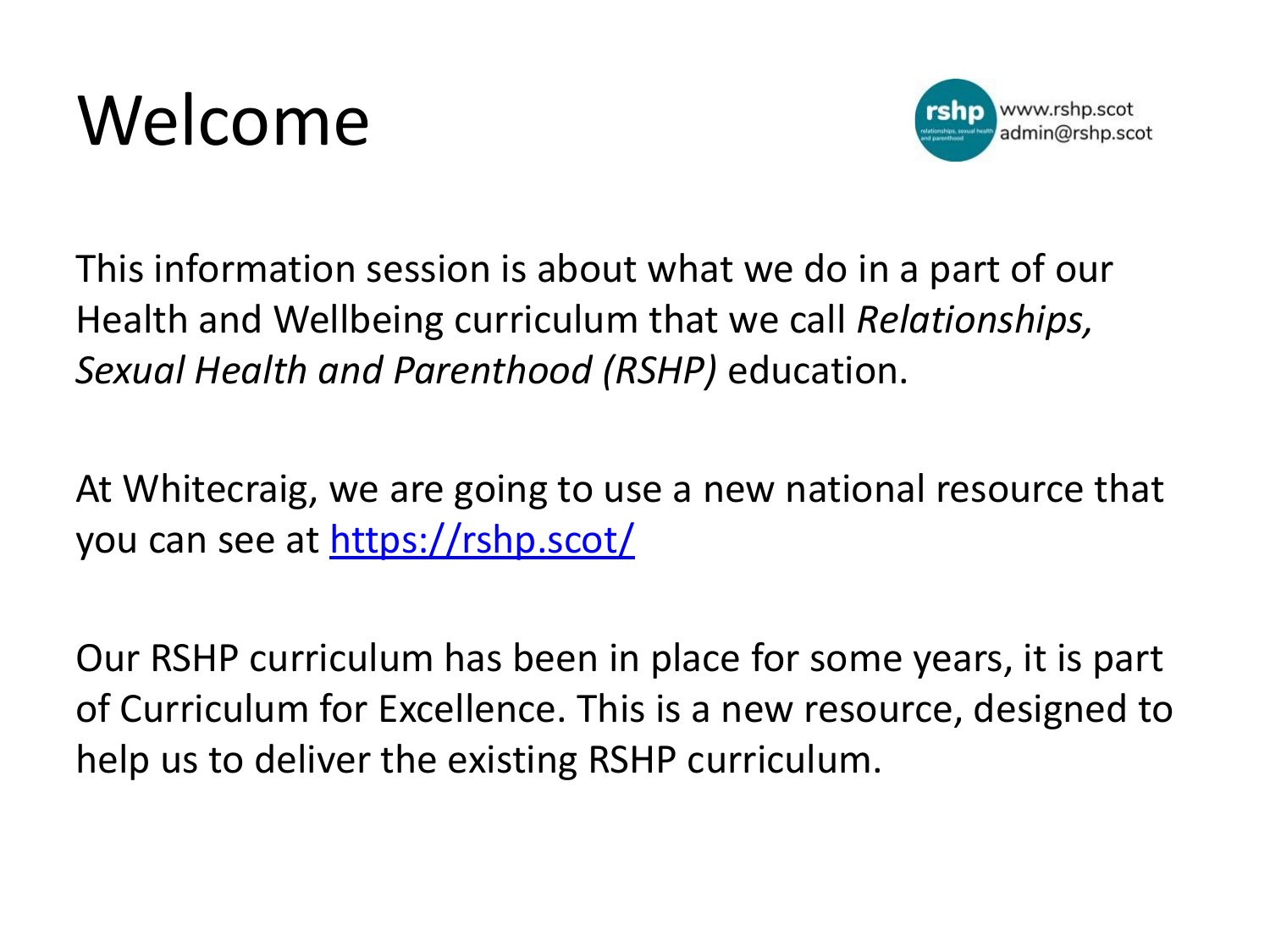# Welcome

www.rshp.scot
admin@rshp.scot

This information session is about what we do in a part of our Health and Wellbeing curriculum that we call *Relationships, Sexual Health and Parenthood (RSHP)* education.

At Whitecraig, we are going to use a new national resource that you can see at https://rshp.scot/

Our RSHP curriculum has been in place for some years, it is part of Curriculum for Excellence. This is a new resource, designed to help us to deliver the existing RSHP curriculum.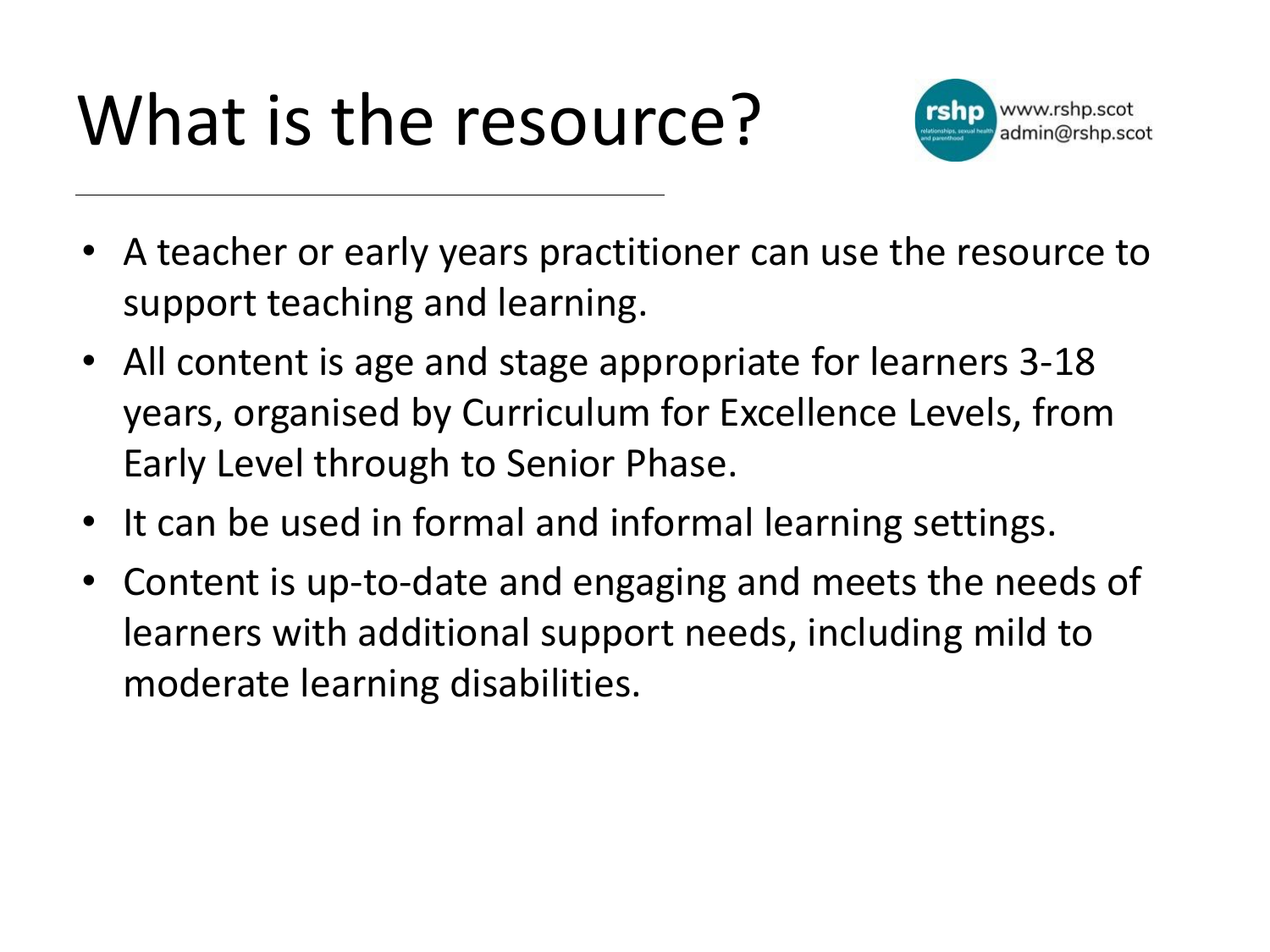# What is the resource?

www.rshp.scot
admin@rshp.scot

- A teacher or early years practitioner can use the resource to support teaching and learning.
- All content is age and stage appropriate for learners 3-18 years, organised by Curriculum for Excellence Levels, from Early Level through to Senior Phase.
- It can be used in formal and informal learning settings.
- Content is up-to-date and engaging and meets the needs of learners with additional support needs, including mild to moderate learning disabilities.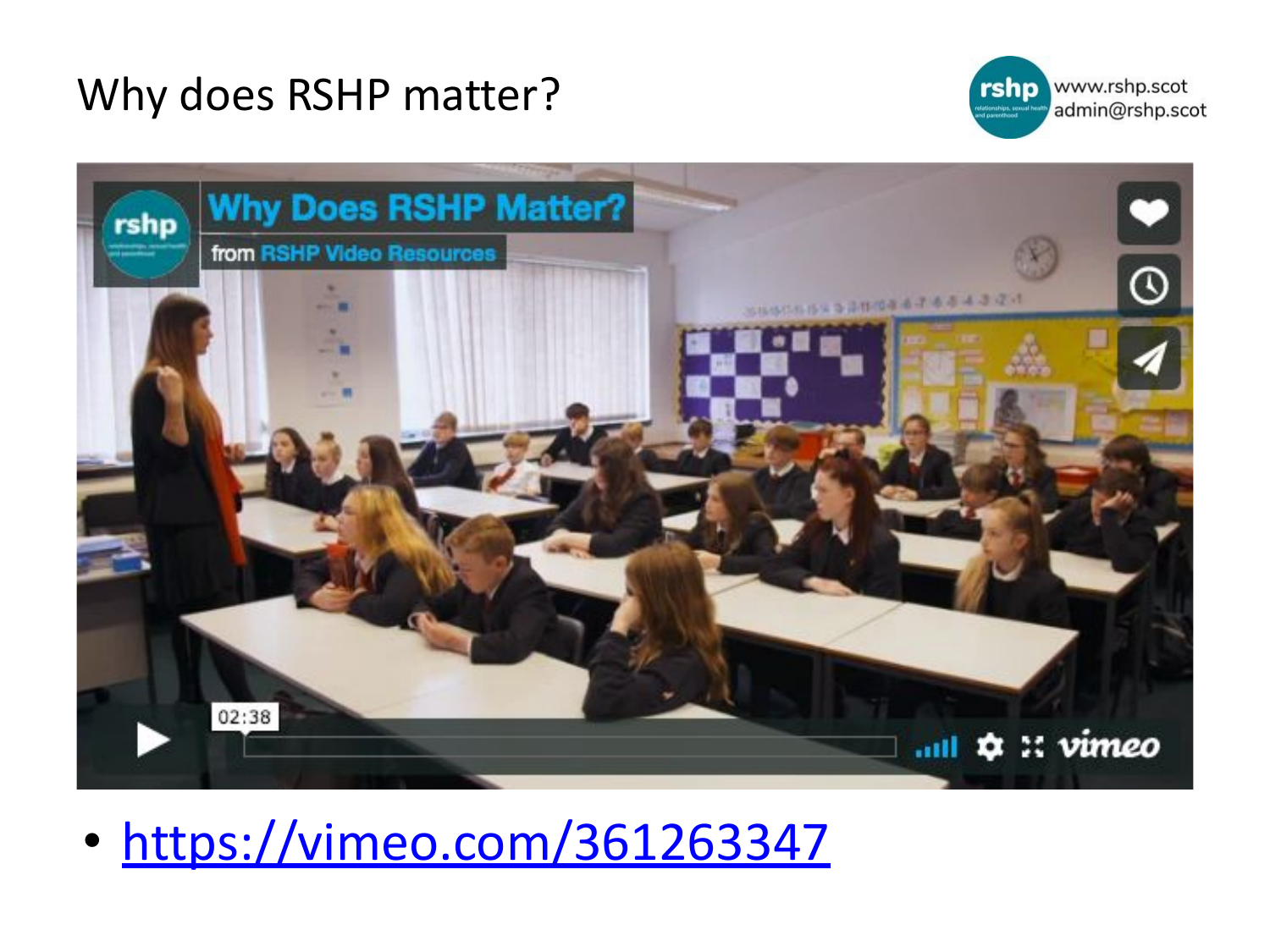# Why does RSHP matter?

www.rshp.scot
admin@rshp.scot

- https://vimeo.com/361263347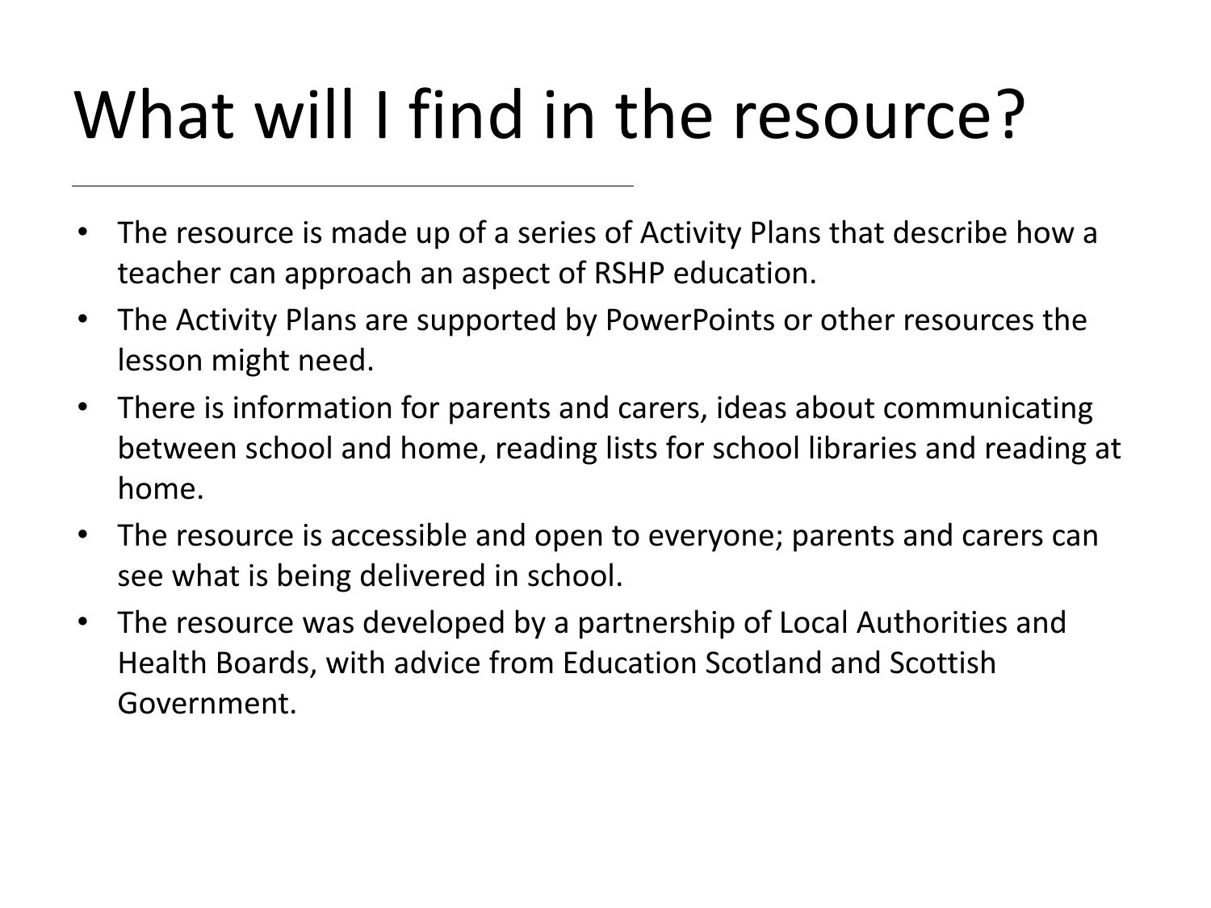# What will I find in the resource?

- The resource is made up of a series of Activity Plans that describe how a teacher can approach an aspect of RSHP education.
- The Activity Plans are supported by PowerPoints or other resources the lesson might need.
- There is information for parents and carers, ideas about communicating between school and home, reading lists for school libraries and reading at home.
- The resource is accessible and open to everyone; parents and carers can see what is being delivered in school.
- The resource was developed by a partnership of Local Authorities and Health Boards, with advice from Education Scotland and Scottish Government.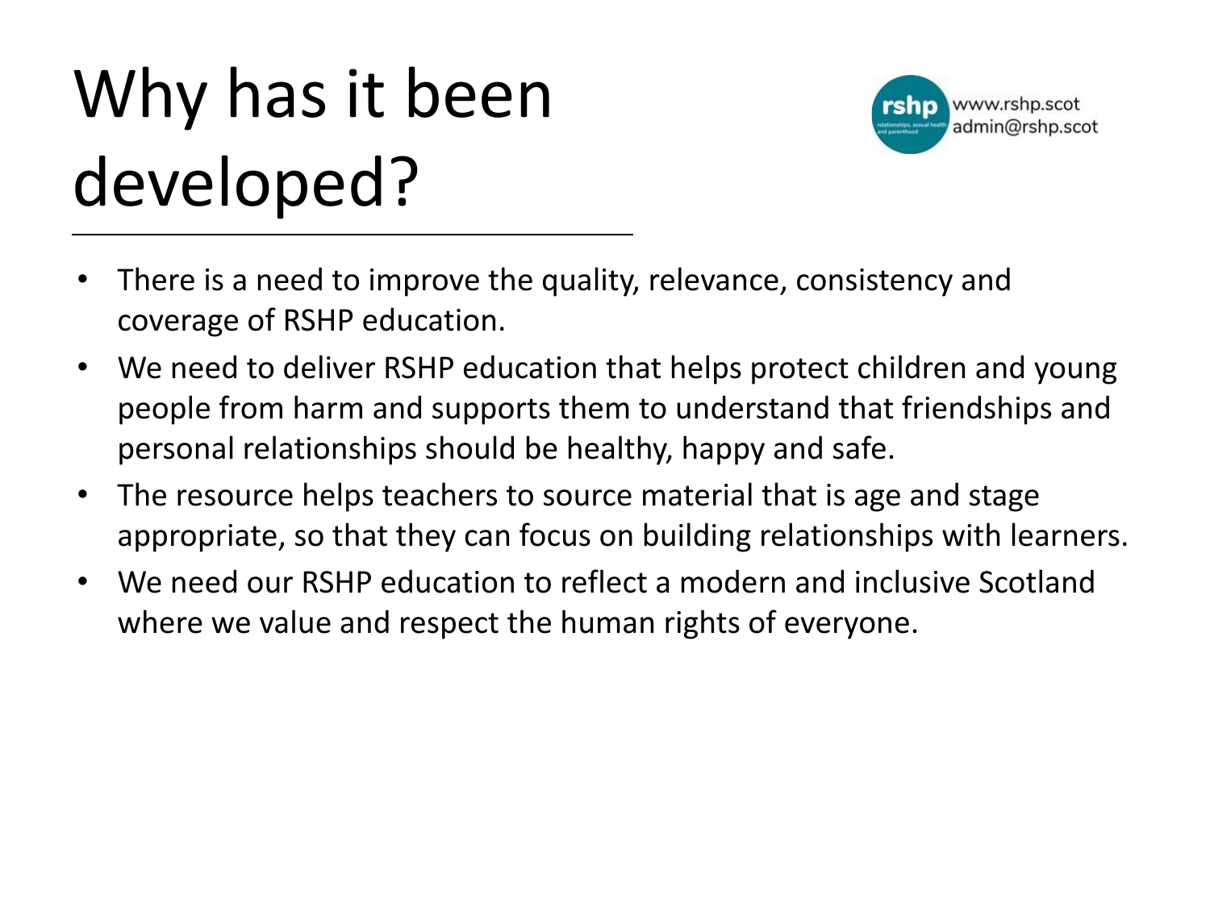# Why has it been developed?

www.rshp.scot
admin@rshp.scot

- There is a need to improve the quality, relevance, consistency and coverage of RSHP education.
- We need to deliver RSHP education that helps protect children and young people from harm and supports them to understand that friendships and personal relationships should be healthy, happy and safe.
- The resource helps teachers to source material that is age and stage appropriate, so that they can focus on building relationships with learners.
- We need our RSHP education to reflect a modern and inclusive Scotland where we value and respect the human rights of everyone.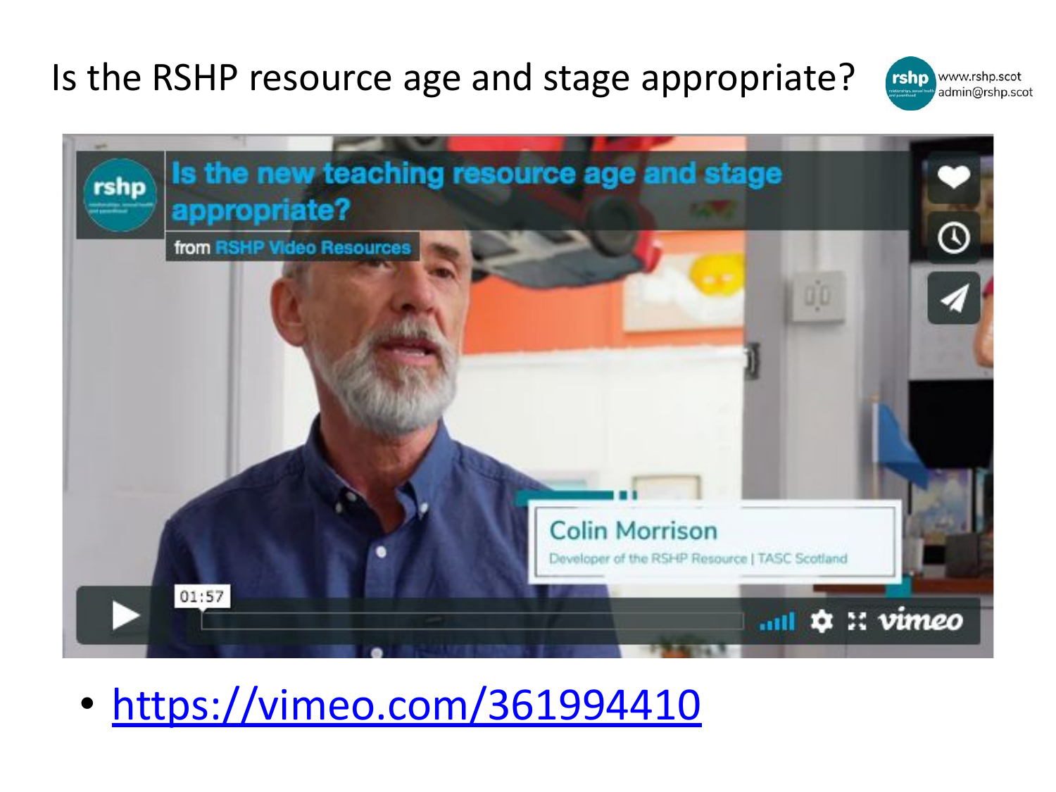# Is the RSHP resource age and stage appropriate?

www.rshp.scot
admin@rshp.scot

- https://vimeo.com/361994410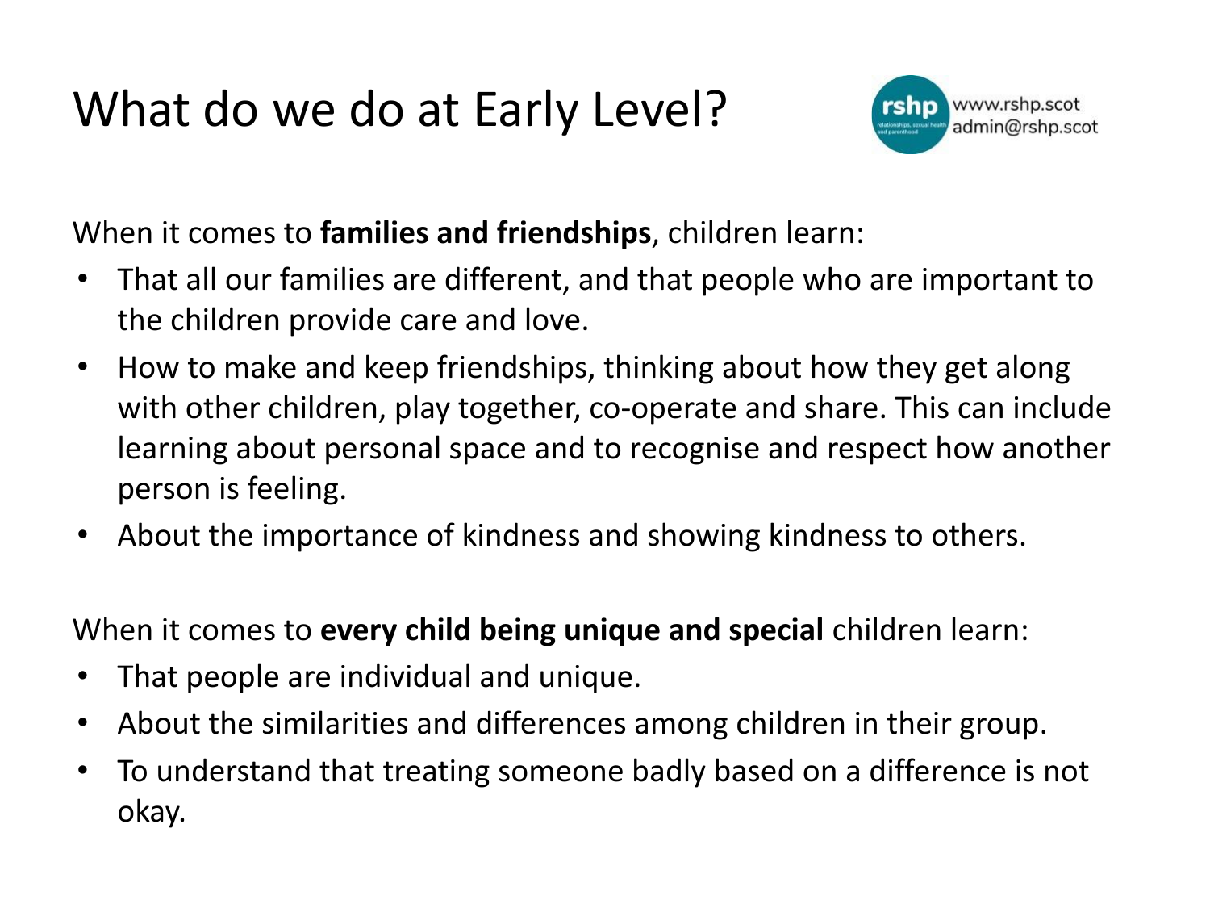# What do we do at Early Level?

www.rshp.scot
admin@rshp.scot

When it comes to **families and friendships**, children learn:

- That all our families are different, and that people who are important to the children provide care and love.
- How to make and keep friendships, thinking about how they get along with other children, play together, co-operate and share. This can include learning about personal space and to recognise and respect how another person is feeling.
- About the importance of kindness and showing kindness to others.

When it comes to **every child being unique and special** children learn:

- That people are individual and unique.
- About the similarities and differences among children in their group.
- To understand that treating someone badly based on a difference is not okay.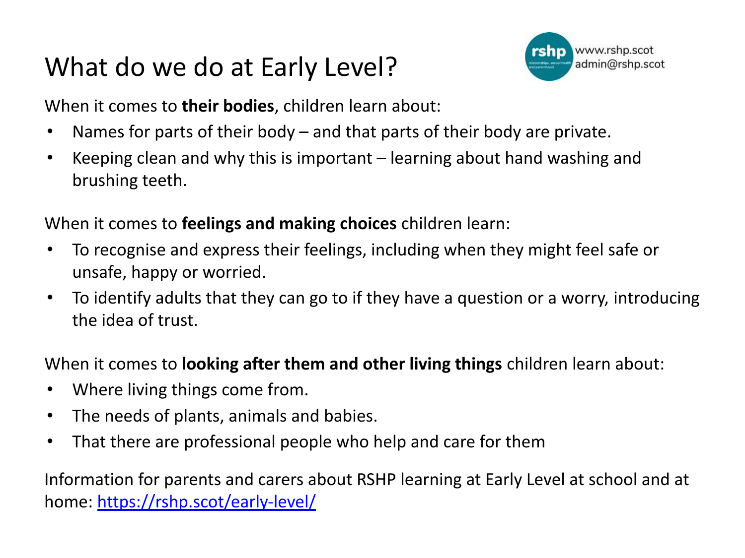# What do we do at Early Level?

rshp
www.rshp.scot
admin@rshp.scot

When it comes to **their bodies**, children learn about:

- Names for parts of their body – and that parts of their body are private.
- Keeping clean and why this is important – learning about hand washing and brushing teeth.

When it comes to **feelings and making choices** children learn:

- To recognise and express their feelings, including when they might feel safe or unsafe, happy or worried.
- To identify adults that they can go to if they have a question or a worry, introducing the idea of trust.

When it comes to **looking after them and other living things** children learn about:

- Where living things come from.
- The needs of plants, animals and babies.
- That there are professional people who help and care for them

Information for parents and carers about RSHP learning at Early Level at school and at home: [https://rshp.scot/early-level/](https://rshp.scot/early-level/)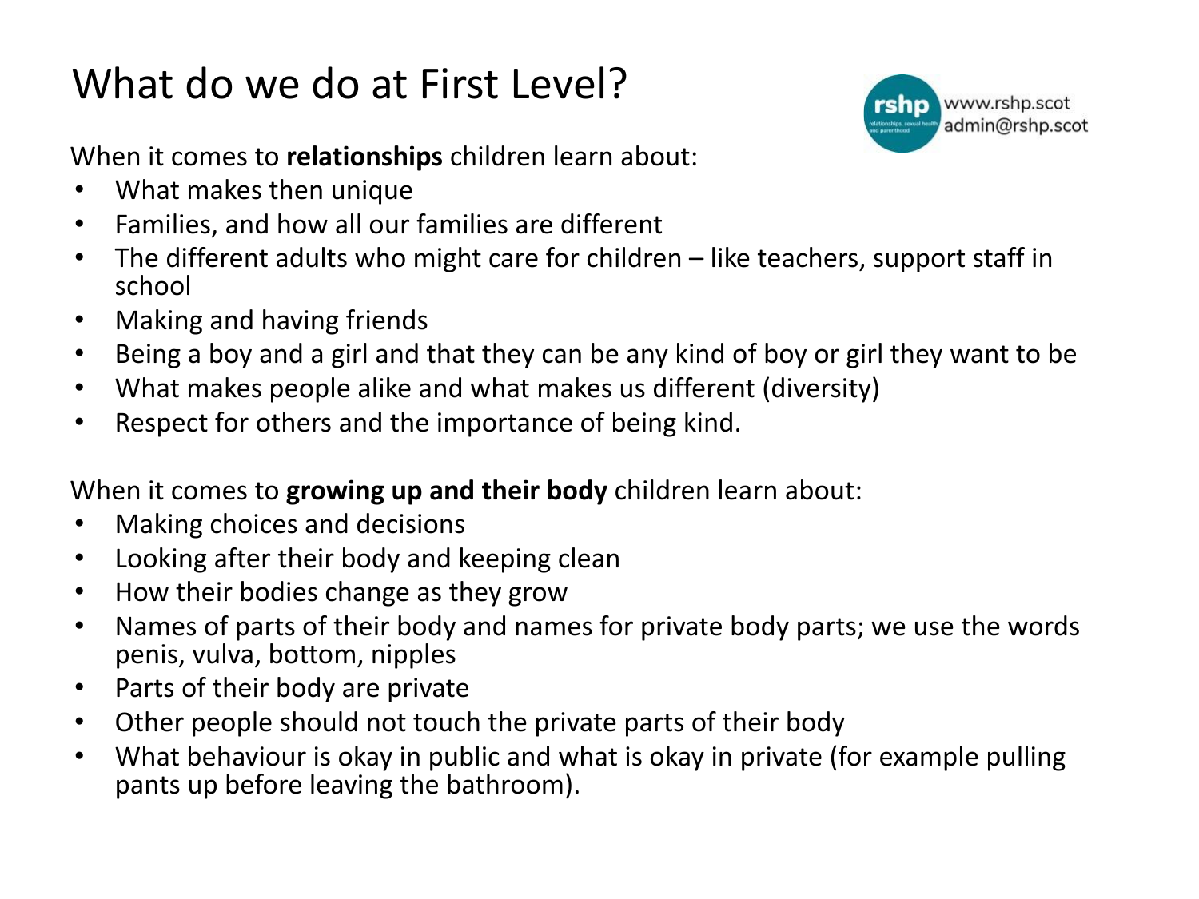# What do we do at First Level?

rshp
www.rshp.scot
admin@rshp.scot

When it comes to **relationships** children learn about:

- What makes then unique
- Families, and how all our families are different
- The different adults who might care for children – like teachers, support staff in school
- Making and having friends
- Being a boy and a girl and that they can be any kind of boy or girl they want to be
- What makes people alike and what makes us different (diversity)
- Respect for others and the importance of being kind.

When it comes to **growing up and their body** children learn about:

- Making choices and decisions
- Looking after their body and keeping clean
- How their bodies change as they grow
- Names of parts of their body and names for private body parts; we use the words penis, vulva, bottom, nipples
- Parts of their body are private
- Other people should not touch the private parts of their body
- What behaviour is okay in public and what is okay in private (for example pulling pants up before leaving the bathroom).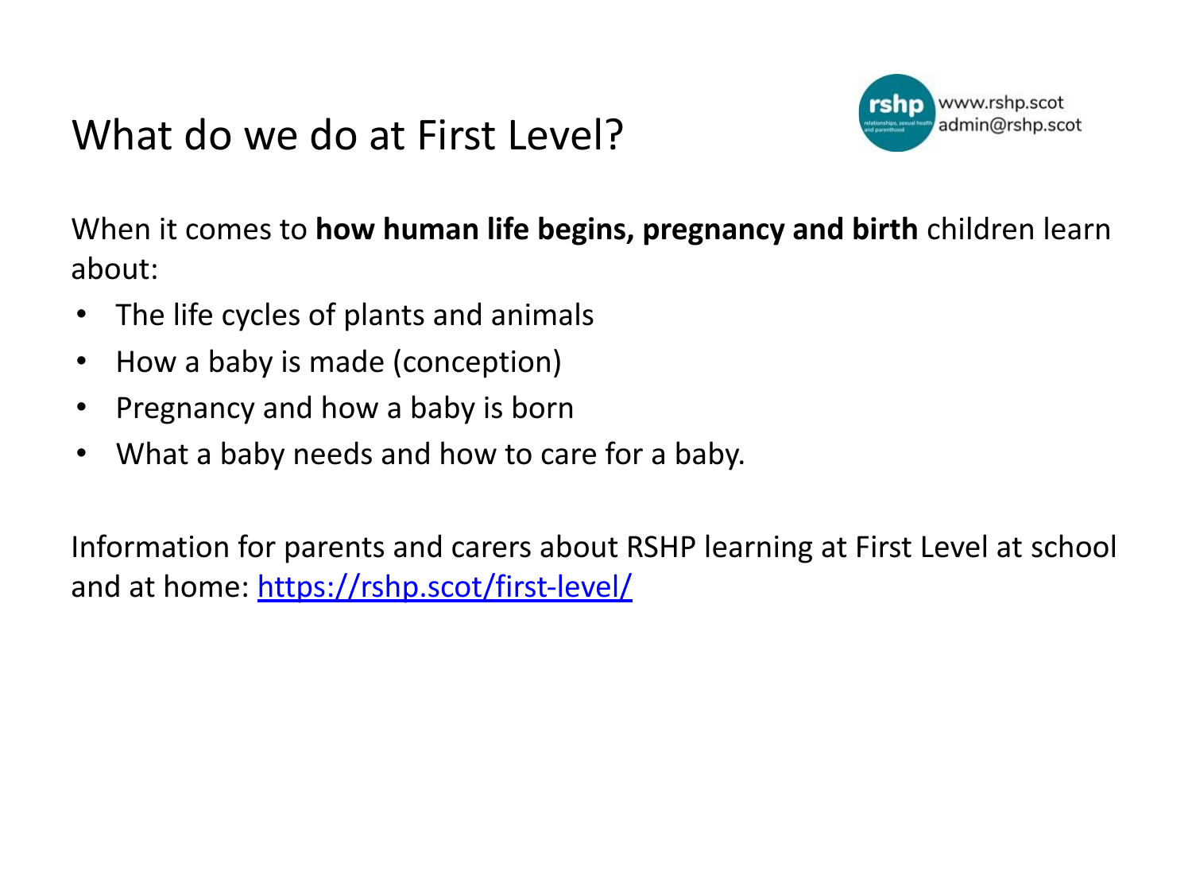# What do we do at First Level?

www.rshp.scot
admin@rshp.scot

When it comes to **how human life begins, pregnancy and birth** children learn about:

- The life cycles of plants and animals
- How a baby is made (conception)
- Pregnancy and how a baby is born
- What a baby needs and how to care for a baby.

Information for parents and carers about RSHP learning at First Level at school and at home: [https://rshp.scot/first-level/](https://rshp.scot/first-level/)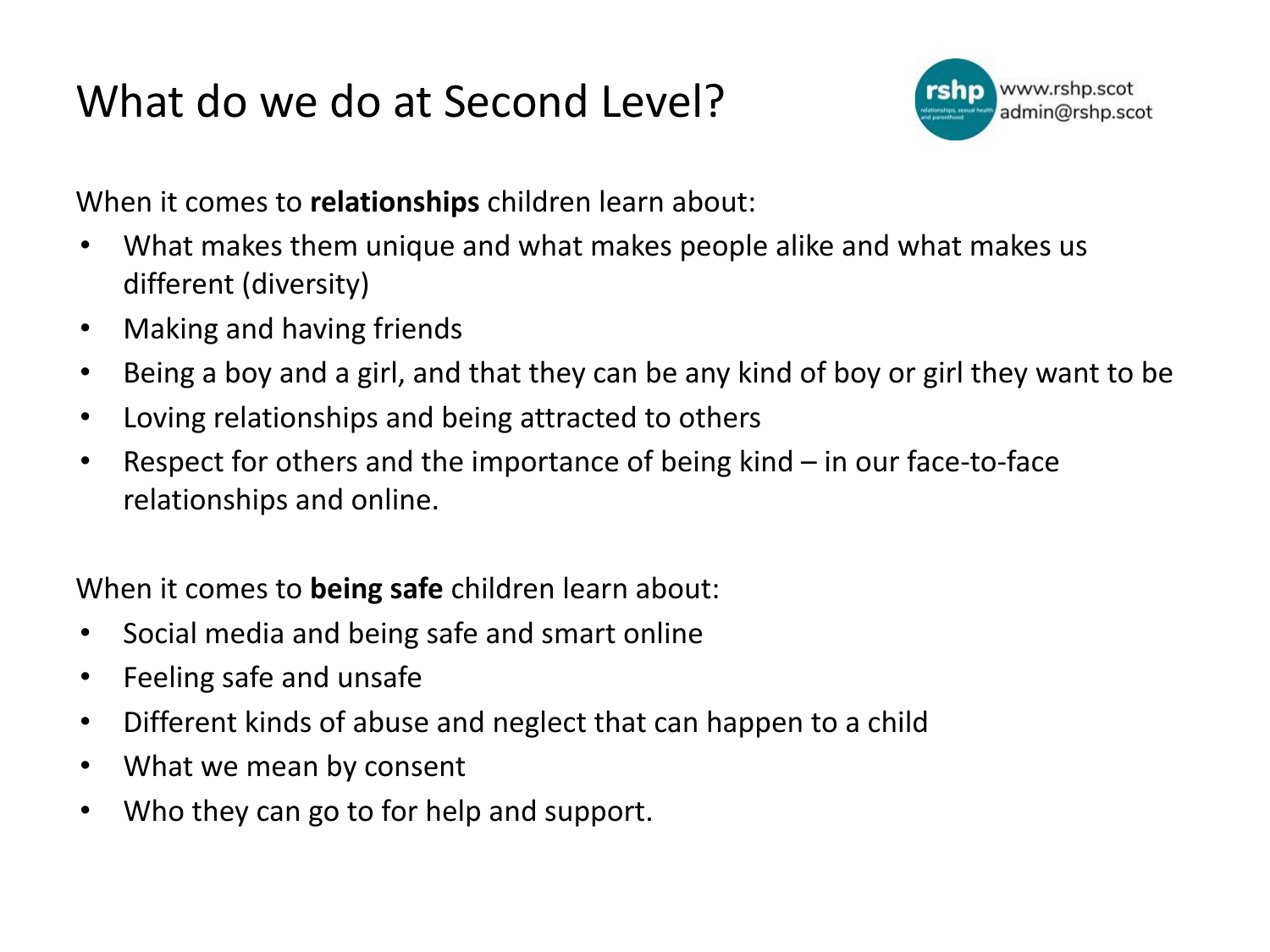# What do we do at Second Level?

rshp
www.rshp.scot
admin@rshp.scot

When it comes to **relationships** children learn about:

- What makes them unique and what makes people alike and what makes us different (diversity)
- Making and having friends
- Being a boy and a girl, and that they can be any kind of boy or girl they want to be
- Loving relationships and being attracted to others
- Respect for others and the importance of being kind – in our face-to-face relationships and online.

When it comes to **being safe** children learn about:

- Social media and being safe and smart online
- Feeling safe and unsafe
- Different kinds of abuse and neglect that can happen to a child
- What we mean by consent
- Who they can go to for help and support.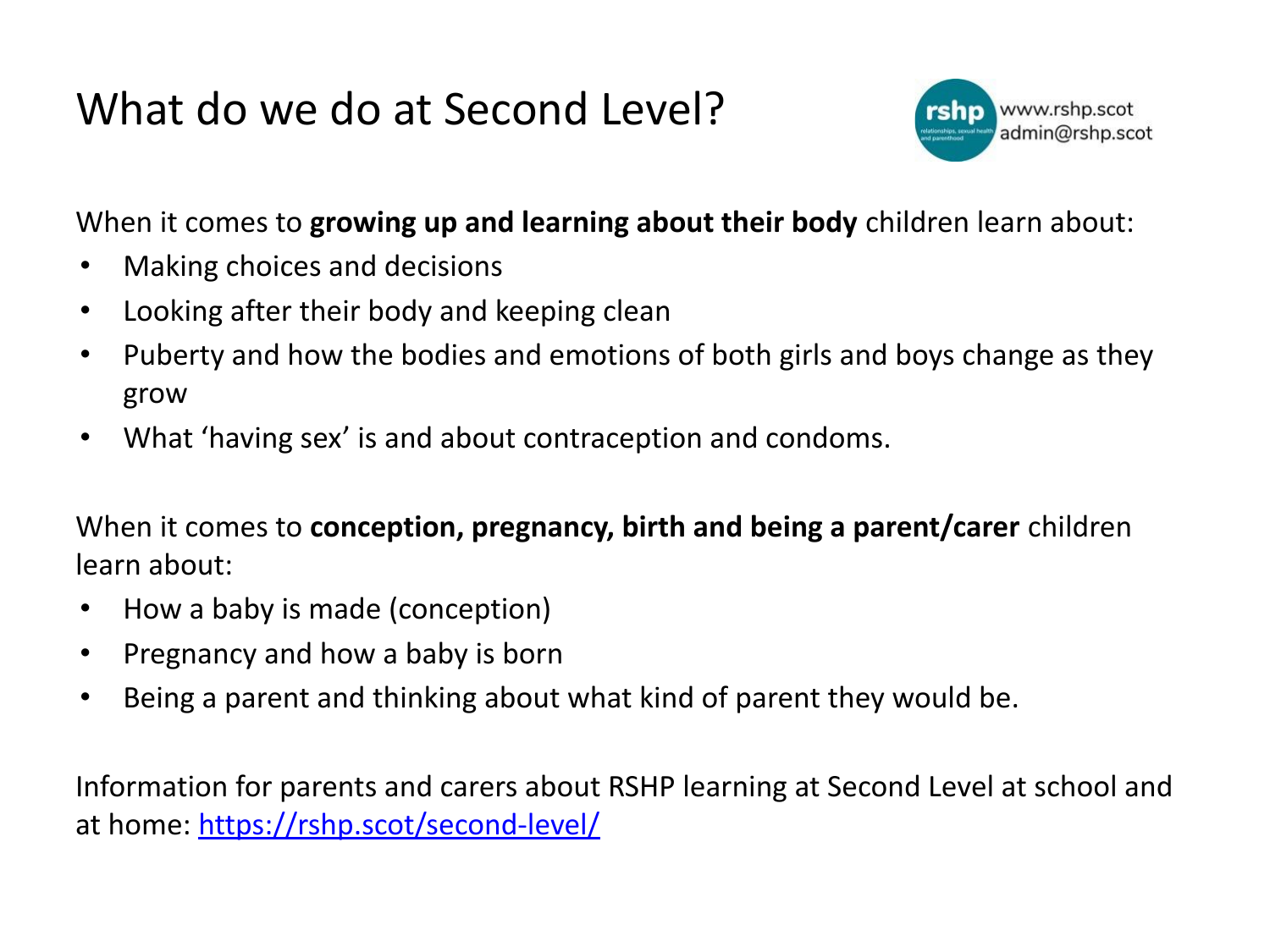# What do we do at Second Level?

rshp
relationships, sexual health and parenthood

www.rshp.scot
admin@rshp.scot

When it comes to **growing up and learning about their body** children learn about:

- Making choices and decisions
- Looking after their body and keeping clean
- Puberty and how the bodies and emotions of both girls and boys change as they grow
- What 'having sex' is and about contraception and condoms.

When it comes to **conception, pregnancy, birth and being a parent/carer** children learn about:

- How a baby is made (conception)
- Pregnancy and how a baby is born
- Being a parent and thinking about what kind of parent they would be.

Information for parents and carers about RSHP learning at Second Level at school and at home: https://rshp.scot/second-level/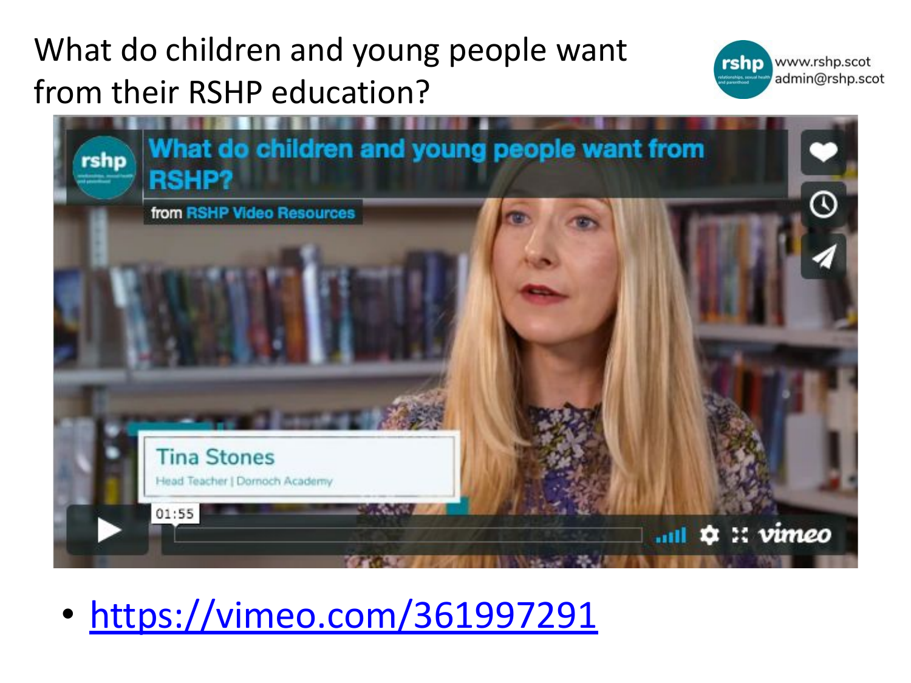# What do children and young people want from their RSHP education?

- https://vimeo.com/361997291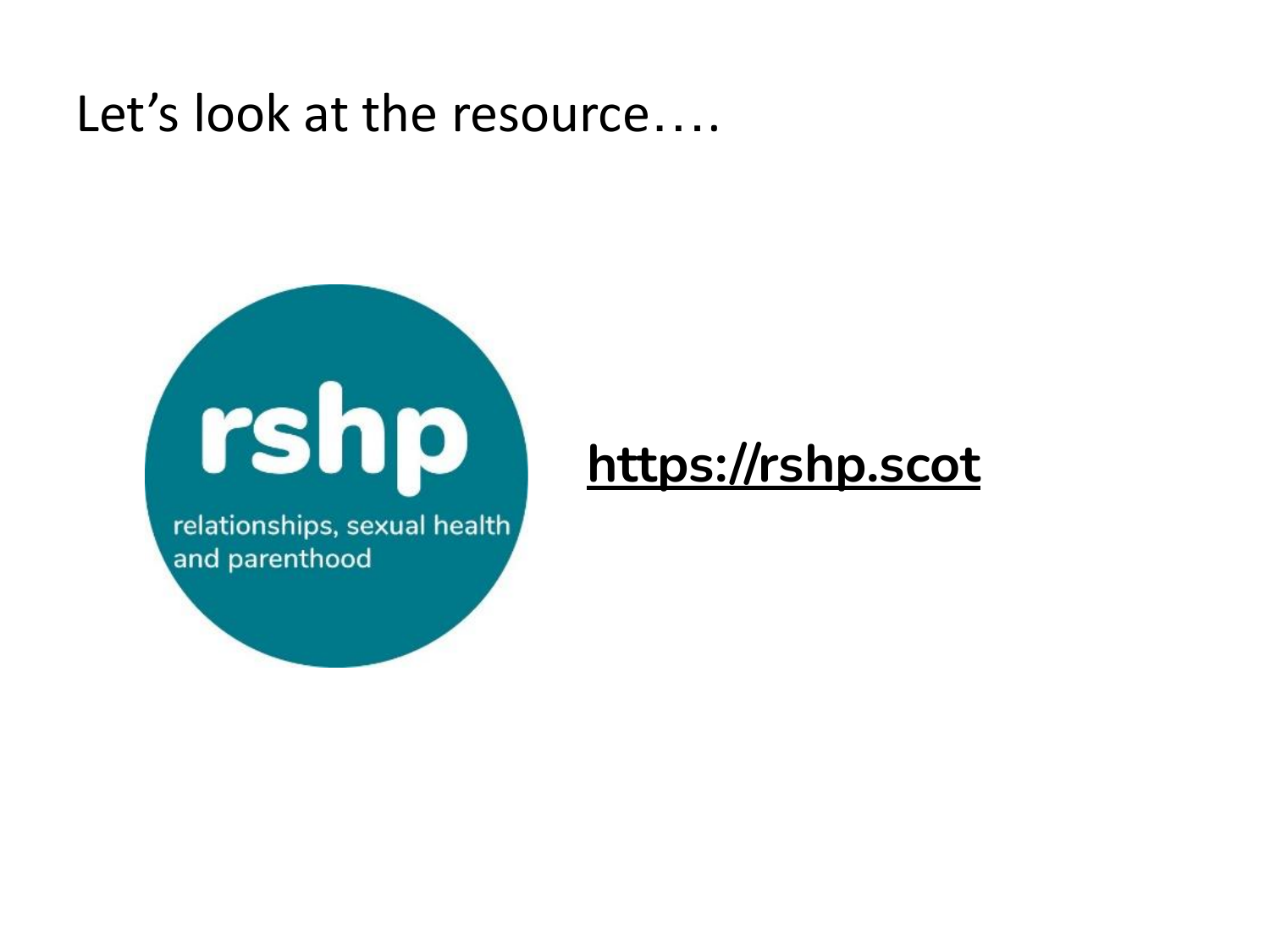# Let's look at the resource….

rshp

relationships, sexual health and parenthood

**https://rshp.scot**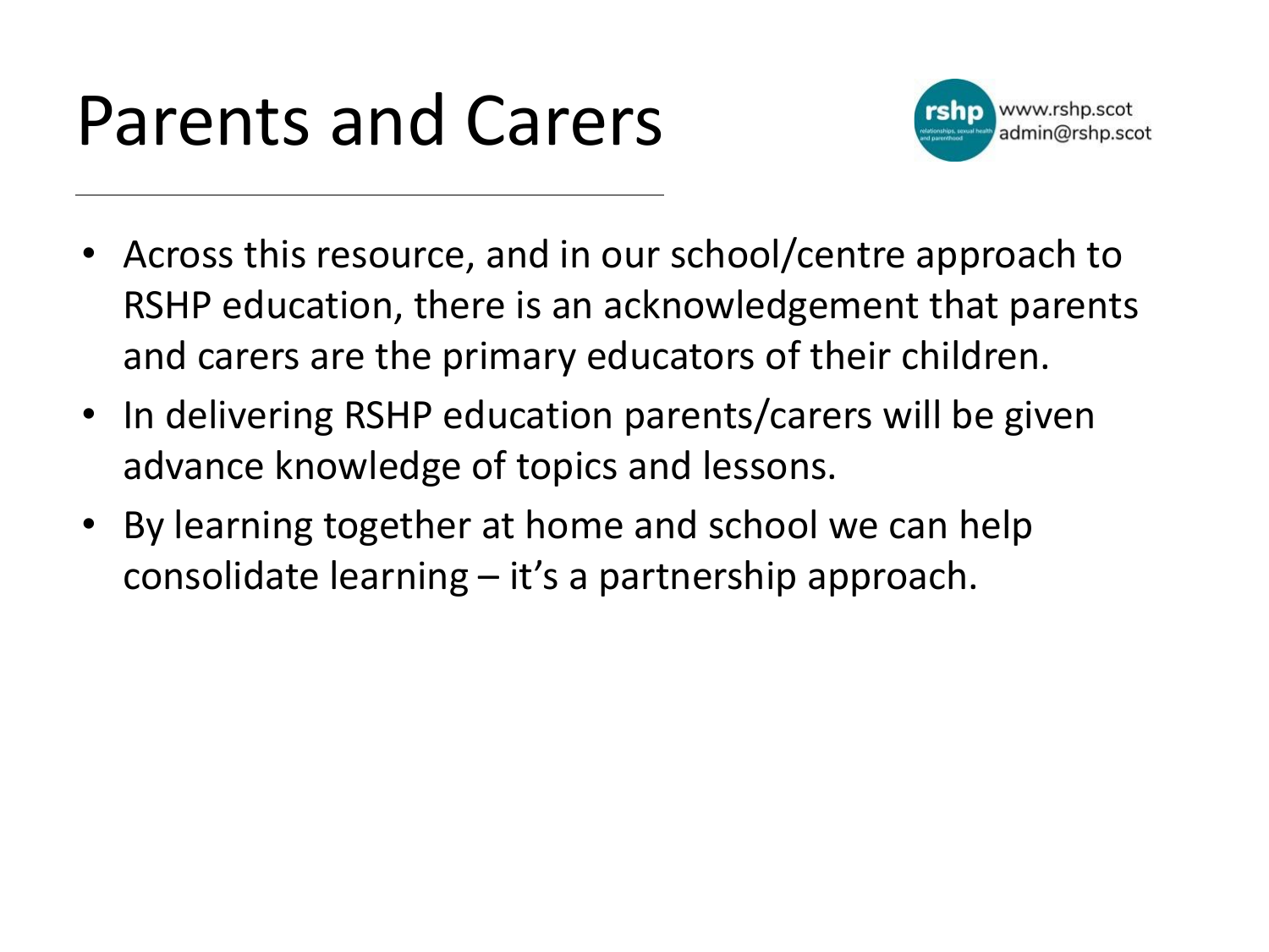# Parents and Carers

www.rshp.scot
admin@rshp.scot

- Across this resource, and in our school/centre approach to RSHP education, there is an acknowledgement that parents and carers are the primary educators of their children.
- In delivering RSHP education parents/carers will be given advance knowledge of topics and lessons.
- By learning together at home and school we can help consolidate learning – it's a partnership approach.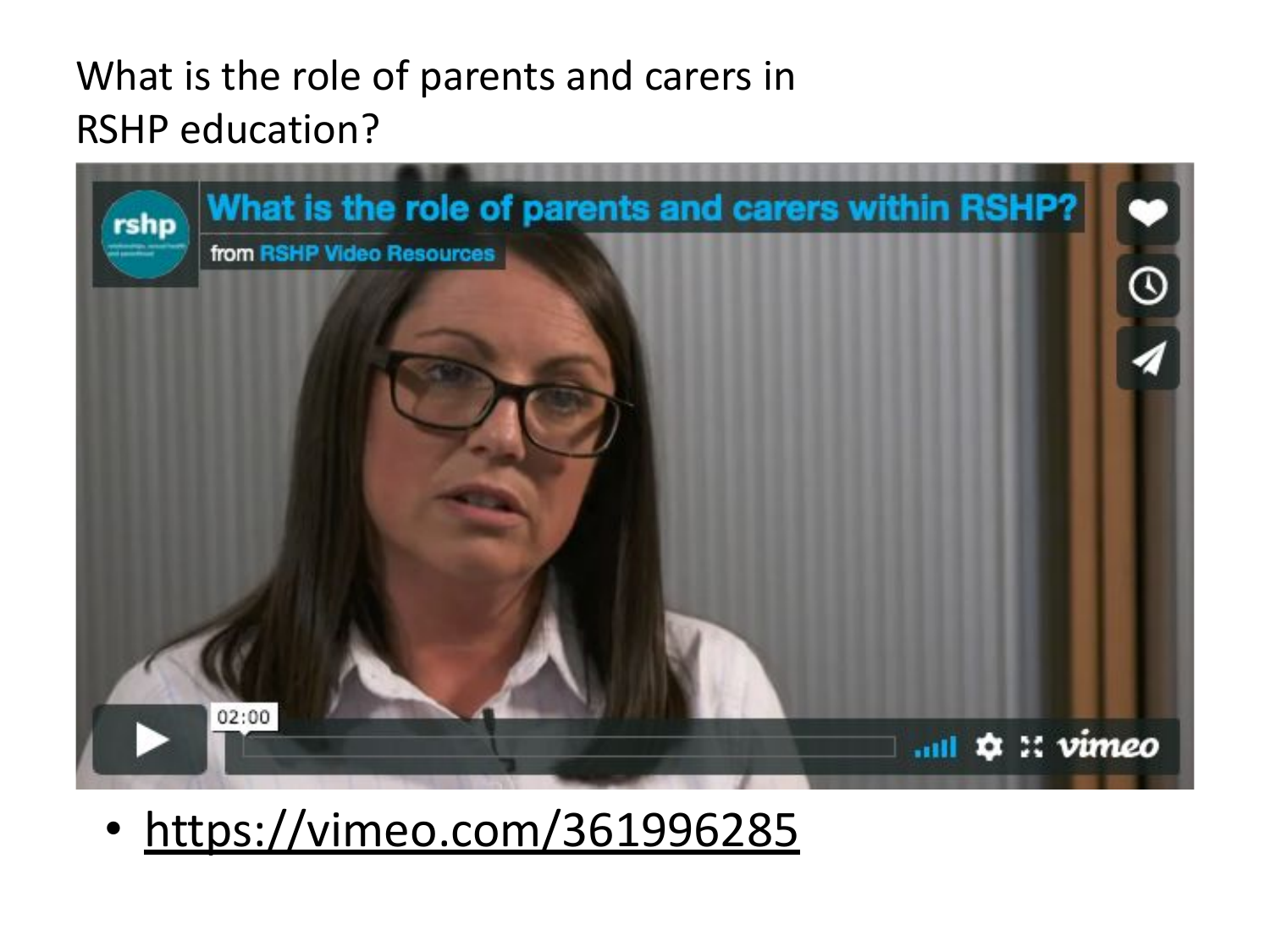# What is the role of parents and carers in RSHP education?

- https://vimeo.com/361996285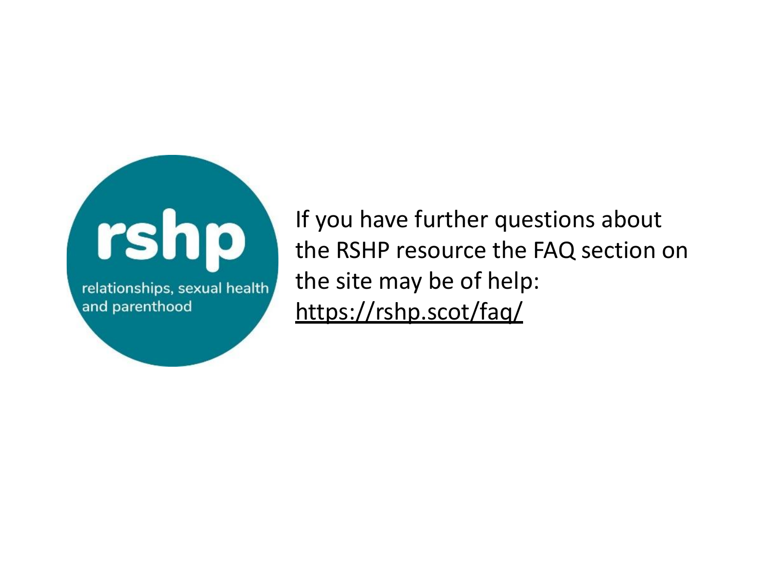rshp

relationships, sexual health and parenthood

If you have further questions about the RSHP resource the FAQ section on the site may be of help: https://rshp.scot/faq/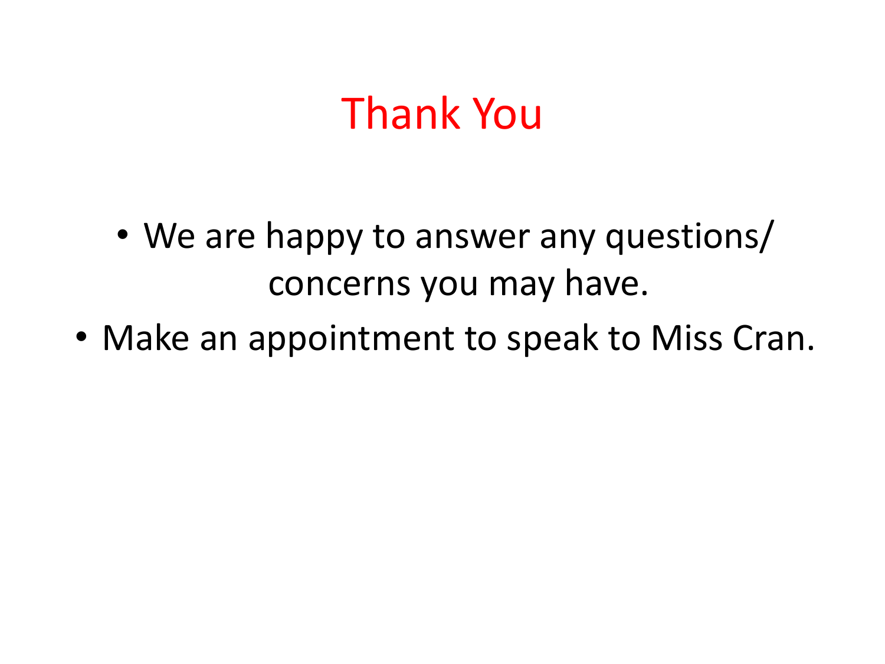# Thank You

- We are happy to answer any questions/ concerns you may have.
- Make an appointment to speak to Miss Cran.